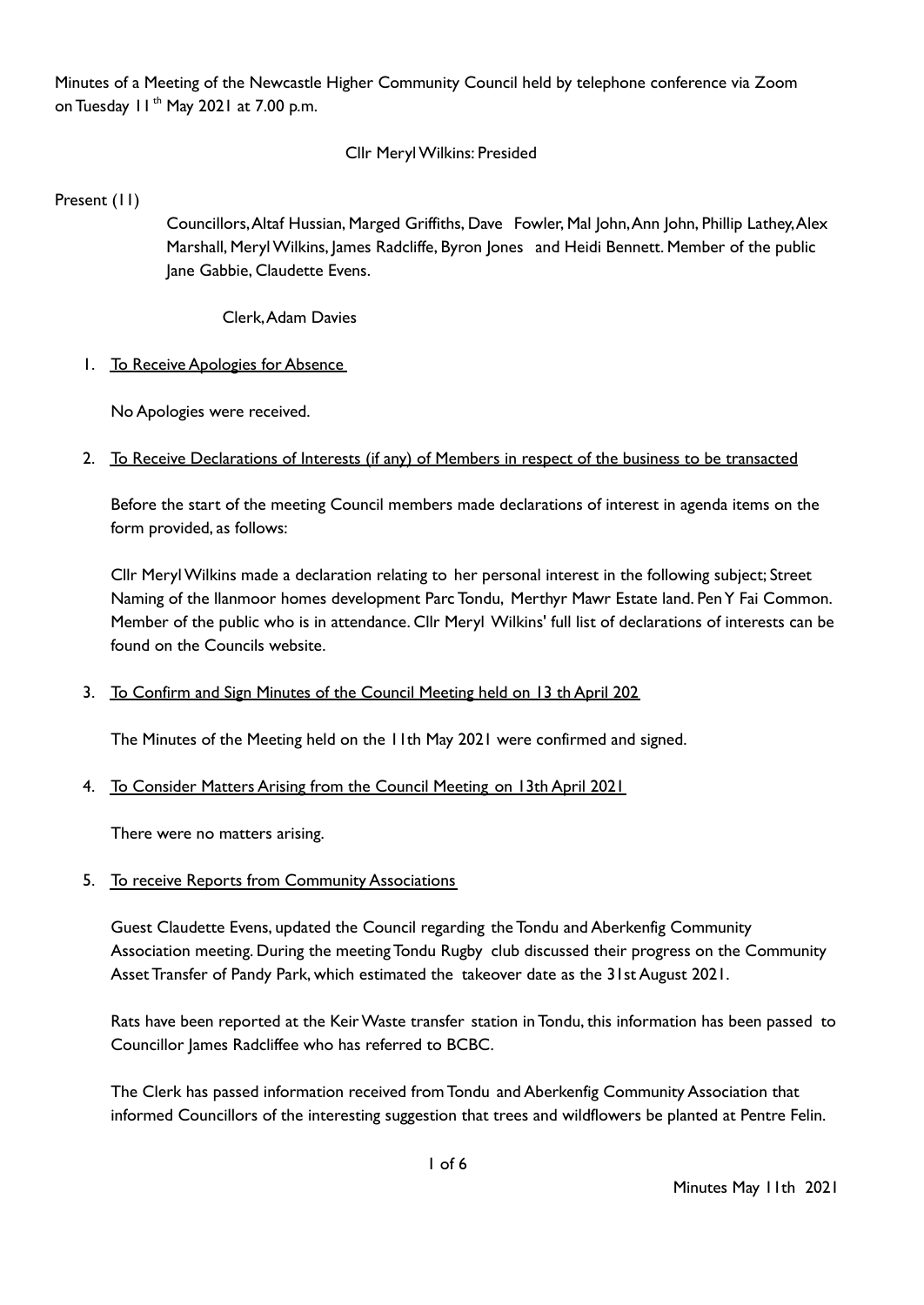Minutes of a Meeting of the Newcastle Higher Community Council held by telephone conference via Zoom on Tuesday 11[th] May 2021 at 7.00 p.m.

Cllr Meryl Wilkins: Presided

Present (11)

Councillors, Altaf Hussian, Marged Griffiths, Dave Fowler, Mal John, Ann John, Phillip Lathey, Alex Marshall, Meryl Wilkins, James Radcliffe, Byron Jones and Heidi Bennett. Member of the public Jane Gabbie, Claudette Evens.

Clerk, Adam Davies

1. To Receive Apologies for Absence

   No Apologies were received.

2. To Receive Declarations of Interests (if any) of Members in respect of the business to be transacted

   Before the start of the meeting Council members made declarations of interest in agenda items on the form provided, as follows:

   Cllr Meryl Wilkins made a declaration relating to her personal interest in the following subject; Street Naming of the llanmoor homes development Parc Tondu, Merthyr Mawr Estate land. Pen Y Fai Common. Member of the public who is in attendance. Cllr Meryl Wilkins' full list of declarations of interests can be found on the Councils website.

3. To Confirm and Sign Minutes of the Council Meeting held on 13 th April 202

   The Minutes of the Meeting held on the 11th May 2021 were confirmed and signed.

4. To Consider Matters Arising from the Council Meeting on 13th April 2021

   There were no matters arising.

5. To receive Reports from Community Associations

   Guest Claudette Evens, updated the Council regarding the Tondu and Aberkenfig Community Association meeting. During the meeting Tondu Rugby club discussed their progress on the Community Asset Transfer of Pandy Park, which estimated the takeover date as the 31st August 2021.

   Rats have been reported at the Keir Waste transfer station in Tondu, this information has been passed to Councillor James Radcliffee who has referred to BCBC.

   The Clerk has passed information received from Tondu and Aberkenfig Community Association that informed Councillors of the interesting suggestion that trees and wildflowers be planted at Pentre Felin.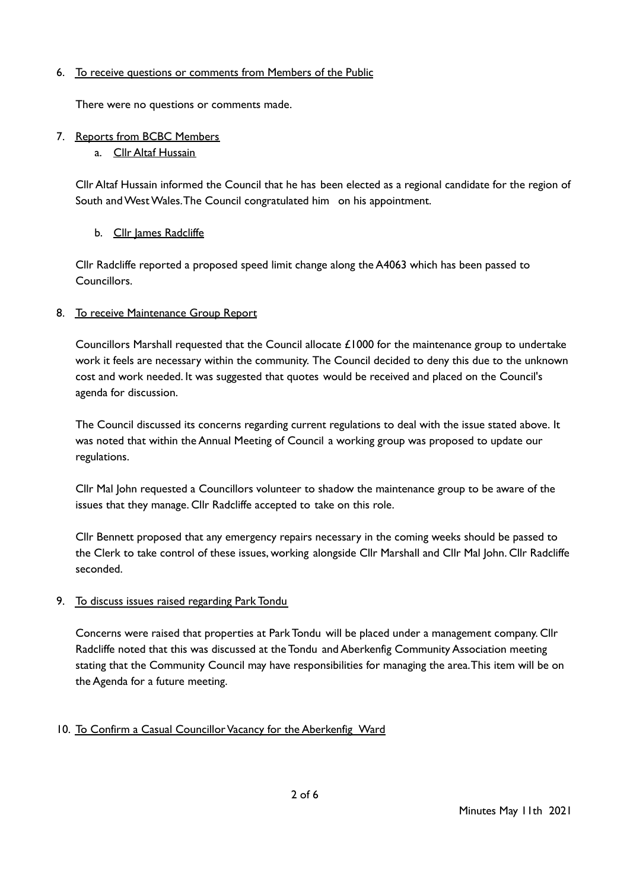6. To receive questions or comments from Members of the Public

   There were no questions or comments made.

7. Reports from BCBC Members

   a. Cllr Altaf Hussain

   Cllr Altaf Hussain informed the Council that he has been elected as a regional candidate for the region of South and West Wales. The Council congratulated him on his appointment.

   b. Cllr James Radcliffe

   Cllr Radcliffe reported a proposed speed limit change along the A4063 which has been passed to Councillors.

8. To receive Maintenance Group Report

   Councillors Marshall requested that the Council allocate £1000 for the maintenance group to undertake work it feels are necessary within the community. The Council decided to deny this due to the unknown cost and work needed. It was suggested that quotes would be received and placed on the Council's agenda for discussion.

   The Council discussed its concerns regarding current regulations to deal with the issue stated above. It was noted that within the Annual Meeting of Council a working group was proposed to update our regulations.

   Cllr Mal John requested a Councillors volunteer to shadow the maintenance group to be aware of the issues that they manage. Cllr Radcliffe accepted to take on this role.

   Cllr Bennett proposed that any emergency repairs necessary in the coming weeks should be passed to the Clerk to take control of these issues, working alongside Cllr Marshall and Cllr Mal John. Cllr Radcliffe seconded.

9. To discuss issues raised regarding Park Tondu

   Concerns were raised that properties at Park Tondu will be placed under a management company. Cllr Radcliffe noted that this was discussed at the Tondu and Aberkenfig Community Association meeting stating that the Community Council may have responsibilities for managing the area. This item will be on the Agenda for a future meeting.

10. To Confirm a Casual Councillor Vacancy for the Aberkenfig Ward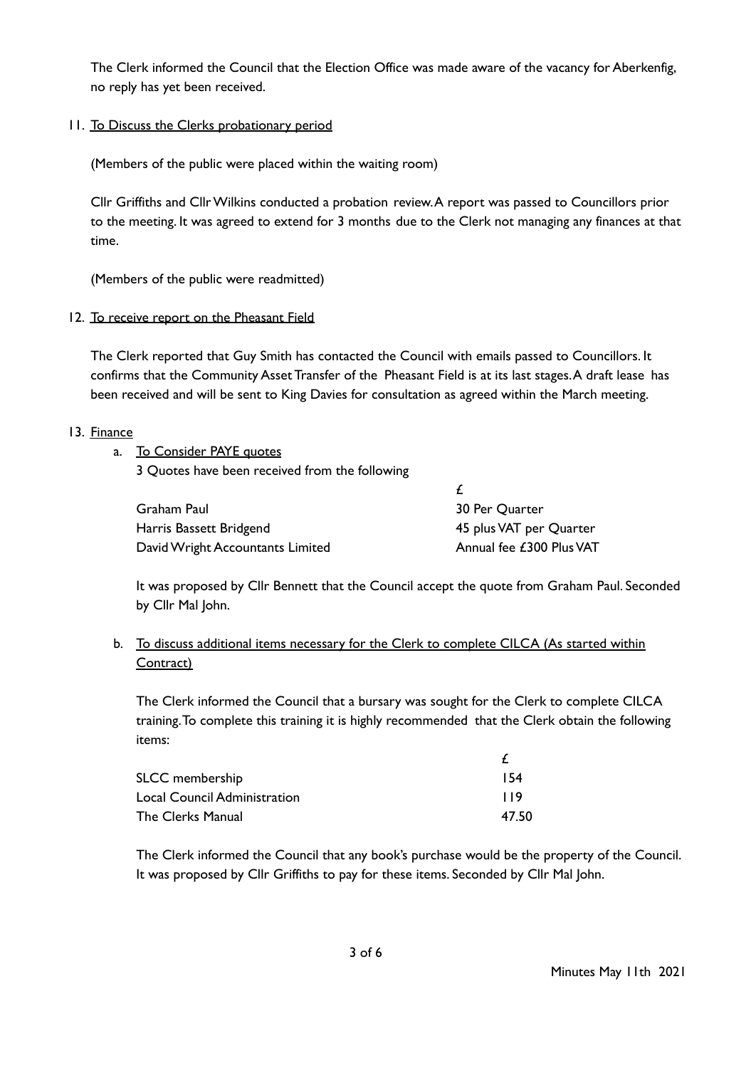The Clerk informed the Council that the Election Office was made aware of the vacancy for Aberkenfig, no reply has yet been received.

11. <u>To Discuss the Clerks probationary period</u>

(Members of the public were placed within the waiting room)

Cllr Griffiths and Cllr Wilkins conducted a probation review. A report was passed to Councillors prior to the meeting. It was agreed to extend for 3 months due to the Clerk not managing any finances at that time.

(Members of the public were readmitted)

12. <u>To receive report on the Pheasant Field</u>

The Clerk reported that Guy Smith has contacted the Council with emails passed to Councillors. It confirms that the Community Asset Transfer of the Pheasant Field is at its last stages. A draft lease has been received and will be sent to King Davies for consultation as agreed within the March meeting.

13. <u>Finance</u>

a. <u>To Consider PAYE quotes</u>

3 Quotes have been received from the following

| | £ |
|---|---|
| Graham Paul | 30 Per Quarter |
| Harris Bassett Bridgend | 45 plus VAT per Quarter |
| David Wright Accountants Limited | Annual fee £300 Plus VAT |

It was proposed by Cllr Bennett that the Council accept the quote from Graham Paul. Seconded by Cllr Mal John.

b. <u>To discuss additional items necessary for the Clerk to complete CILCA (As started within Contract)</u>

The Clerk informed the Council that a bursary was sought for the Clerk to complete CILCA training. To complete this training it is highly recommended that the Clerk obtain the following items:

| | £ |
|---|---|
| SLCC membership | 154 |
| Local Council Administration | 119 |
| The Clerks Manual | 47.50 |

The Clerk informed the Council that any book's purchase would be the property of the Council. It was proposed by Cllr Griffiths to pay for these items. Seconded by Cllr Mal John.

Minutes May 11th 2021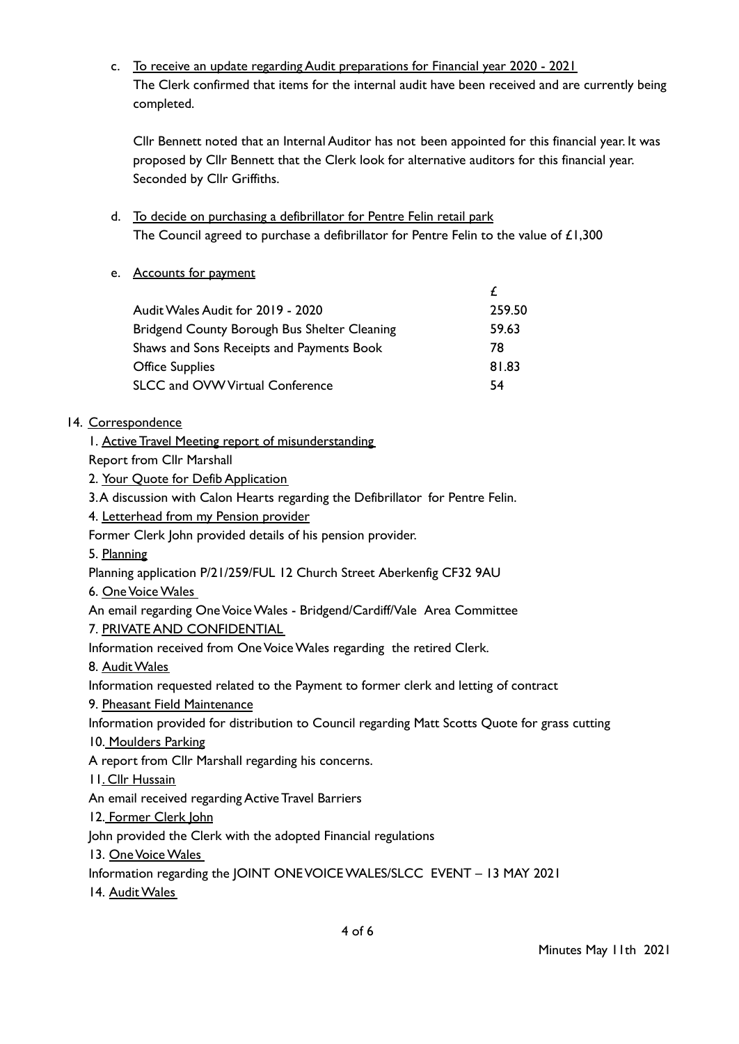c. <u>To receive an update regarding Audit preparations for Financial year 2020 - 2021</u>
   The Clerk confirmed that items for the internal audit have been received and are currently being completed.

   Cllr Bennett noted that an Internal Auditor has not been appointed for this financial year. It was proposed by Cllr Bennett that the Clerk look for alternative auditors for this financial year. Seconded by Cllr Griffiths.

d. <u>To decide on purchasing a defibrillator for Pentre Felin retail park</u>
   The Council agreed to purchase a defibrillator for Pentre Felin to the value of £1,300

e. <u>Accounts for payment</u>

| | £ |
|---|---|
| Audit Wales Audit for 2019 - 2020 | 259.50 |
| Bridgend County Borough Bus Shelter Cleaning | 59.63 |
| Shaws and Sons Receipts and Payments Book | 78 |
| Office Supplies | 81.83 |
| SLCC and OVW Virtual Conference | 54 |

14. <u>Correspondence</u>

1. <u>Active Travel Meeting report of misunderstanding</u>
Report from Cllr Marshall
2. <u>Your Quote for Defib Application</u>
3. A discussion with Calon Hearts regarding the Defibrillator for Pentre Felin.
4. <u>Letterhead from my Pension provider</u>
Former Clerk John provided details of his pension provider.
5. <u>Planning</u>
Planning application P/21/259/FUL 12 Church Street Aberkenfig CF32 9AU
6. <u>One Voice Wales</u>
An email regarding One Voice Wales - Bridgend/Cardiff/Vale Area Committee
7. <u>PRIVATE AND CONFIDENTIAL</u>
Information received from One Voice Wales regarding the retired Clerk.
8. <u>Audit Wales</u>
Information requested related to the Payment to former clerk and letting of contract
9. <u>Pheasant Field Maintenance</u>
Information provided for distribution to Council regarding Matt Scotts Quote for grass cutting
10. <u>Moulders Parking</u>
A report from Cllr Marshall regarding his concerns.
11. <u>Cllr Hussain</u>
An email received regarding Active Travel Barriers
12. <u>Former Clerk John</u>
John provided the Clerk with the adopted Financial regulations
13. <u>One Voice Wales</u>
Information regarding the JOINT ONE VOICE WALES/SLCC EVENT – 13 MAY 2021
14. <u>Audit Wales</u>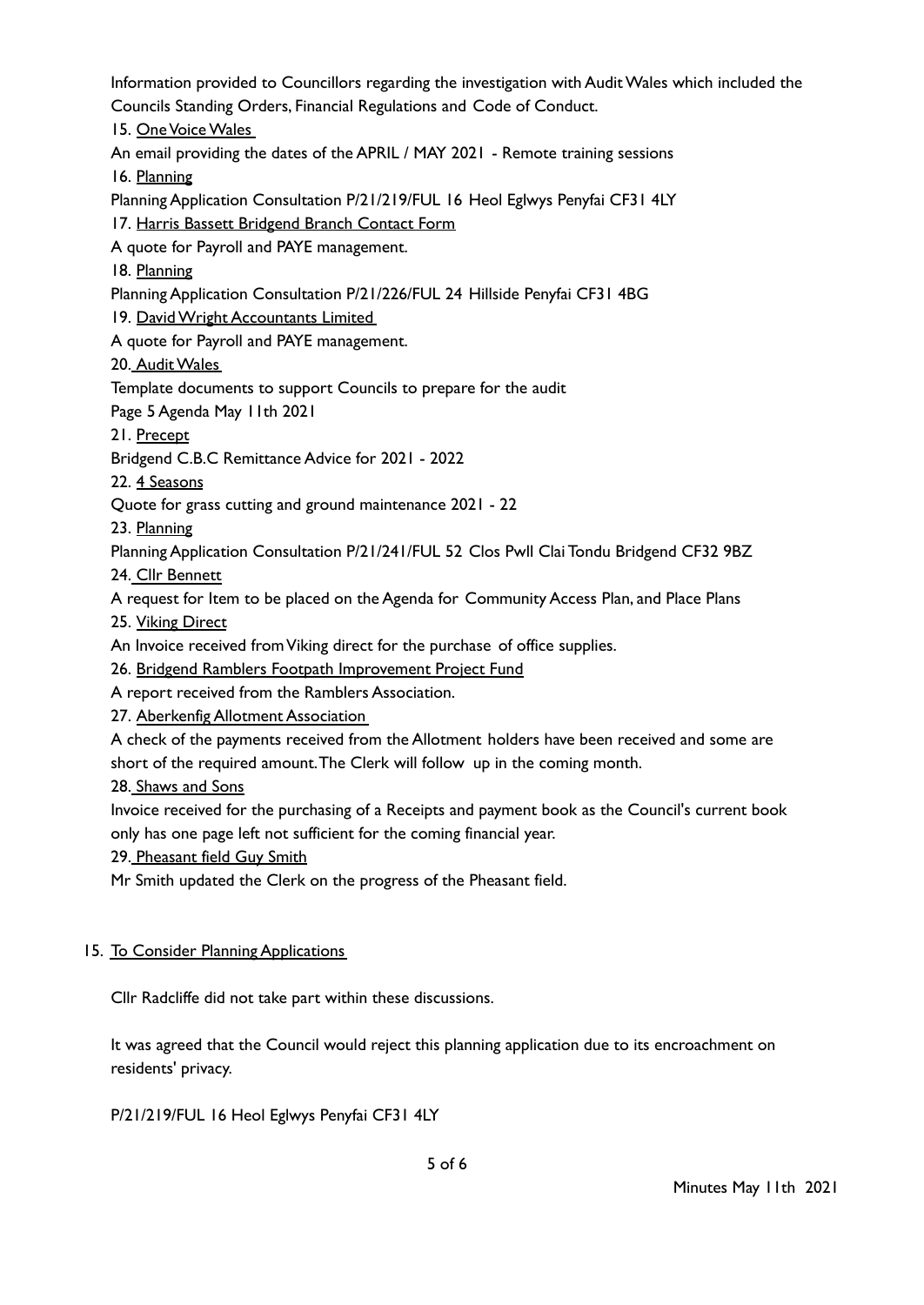Information provided to Councillors regarding the investigation with Audit Wales which included the Councils Standing Orders, Financial Regulations and Code of Conduct.

15. One Voice Wales

An email providing the dates of the APRIL / MAY 2021 - Remote training sessions

16. Planning

Planning Application Consultation P/21/219/FUL 16 Heol Eglwys Penyfai CF31 4LY

17. Harris Bassett Bridgend Branch Contact Form

A quote for Payroll and PAYE management.

18. Planning

Planning Application Consultation P/21/226/FUL 24 Hillside Penyfai CF31 4BG

19. David Wright Accountants Limited

A quote for Payroll and PAYE management.

20. Audit Wales

Template documents to support Councils to prepare for the audit

Page 5 Agenda May 11th 2021

21. Precept

Bridgend C.B.C Remittance Advice for 2021 - 2022

22. 4 Seasons

Quote for grass cutting and ground maintenance 2021 - 22

23. Planning

Planning Application Consultation P/21/241/FUL 52 Clos Pwll Clai Tondu Bridgend CF32 9BZ

24. Cllr Bennett

A request for Item to be placed on the Agenda for Community Access Plan, and Place Plans

25. Viking Direct

An Invoice received from Viking direct for the purchase of office supplies.

26. Bridgend Ramblers Footpath Improvement Project Fund

A report received from the Ramblers Association.

27. Aberkenfig Allotment Association

A check of the payments received from the Allotment holders have been received and some are short of the required amount. The Clerk will follow up in the coming month.

28. Shaws and Sons

Invoice received for the purchasing of a Receipts and payment book as the Council's current book only has one page left not sufficient for the coming financial year.

29. Pheasant field Guy Smith

Mr Smith updated the Clerk on the progress of the Pheasant field.

15. To Consider Planning Applications

Cllr Radcliffe did not take part within these discussions.

It was agreed that the Council would reject this planning application due to its encroachment on residents' privacy.

P/21/219/FUL 16 Heol Eglwys Penyfai CF31 4LY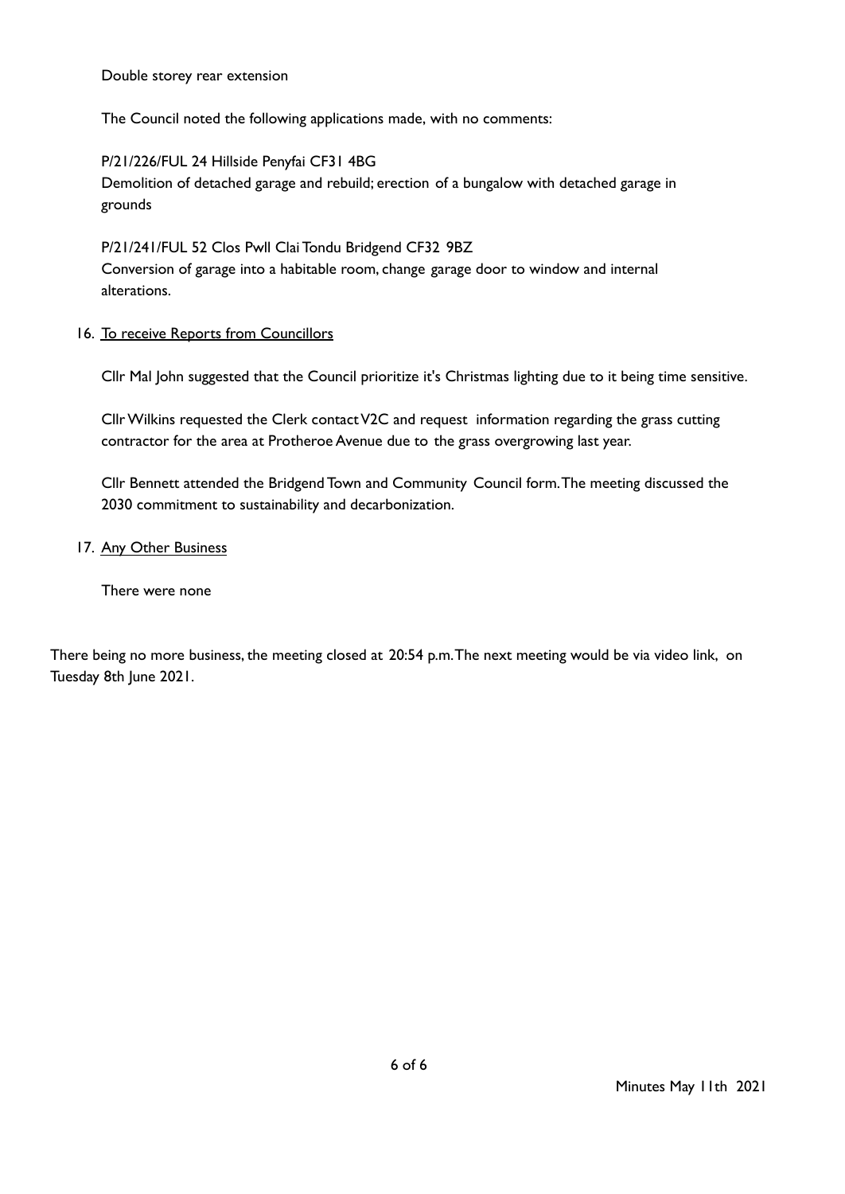Double storey rear extension

The Council noted the following applications made, with no comments:

P/21/226/FUL 24 Hillside Penyfai CF31 4BG
Demolition of detached garage and rebuild; erection of a bungalow with detached garage in grounds

P/21/241/FUL 52 Clos Pwll Clai Tondu Bridgend CF32 9BZ
Conversion of garage into a habitable room, change garage door to window and internal alterations.

16. To receive Reports from Councillors

    Cllr Mal John suggested that the Council prioritize it's Christmas lighting due to it being time sensitive.

    Cllr Wilkins requested the Clerk contact V2C and request information regarding the grass cutting contractor for the area at Protheroe Avenue due to the grass overgrowing last year.

    Cllr Bennett attended the Bridgend Town and Community Council form. The meeting discussed the 2030 commitment to sustainability and decarbonization.

17. Any Other Business

    There were none

There being no more business, the meeting closed at 20:54 p.m. The next meeting would be via video link, on Tuesday 8th June 2021.